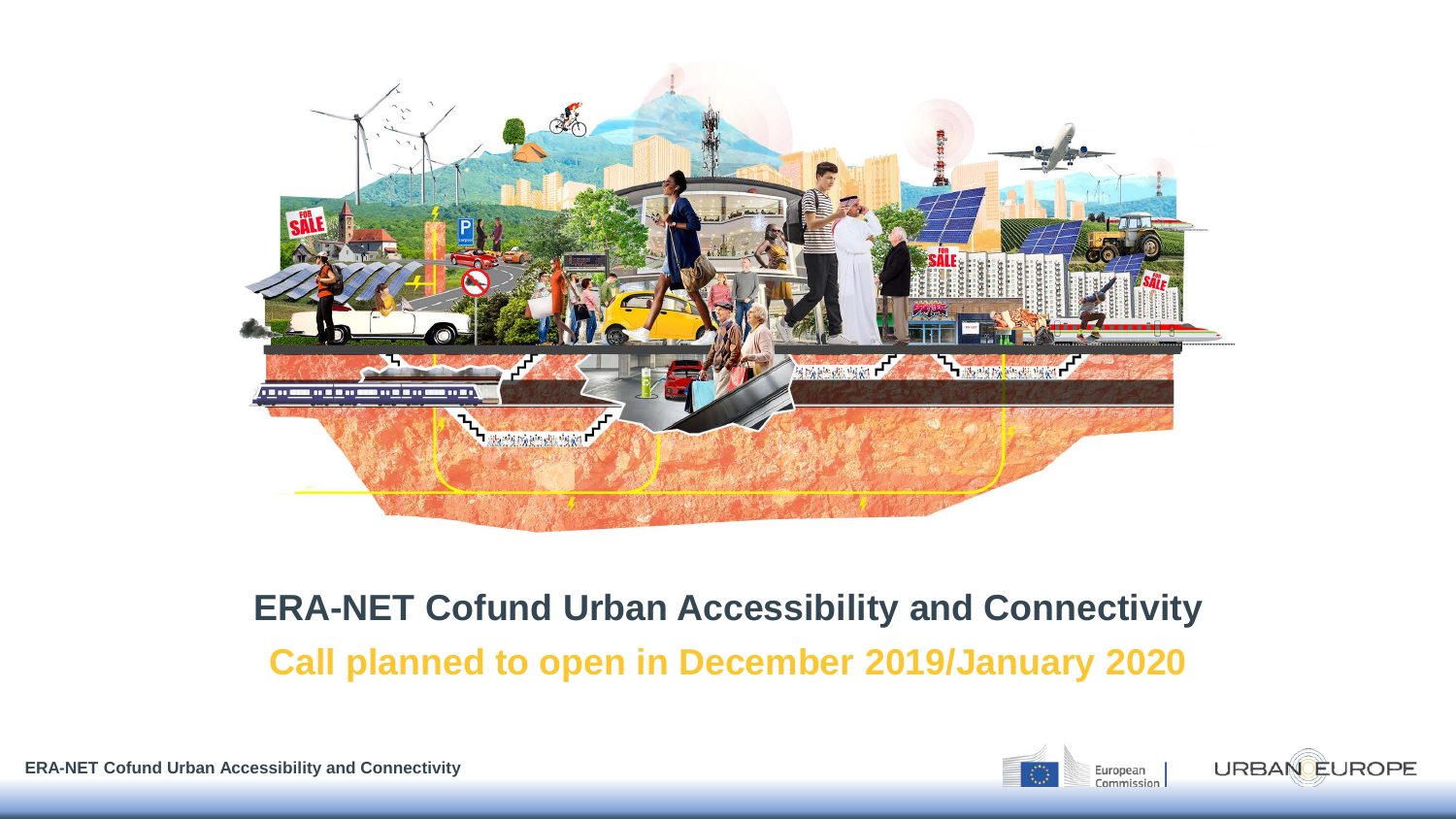# ERA-NET Cofund Urban Accessibility and Connectivity

## Call planned to open in December 2019/January 2020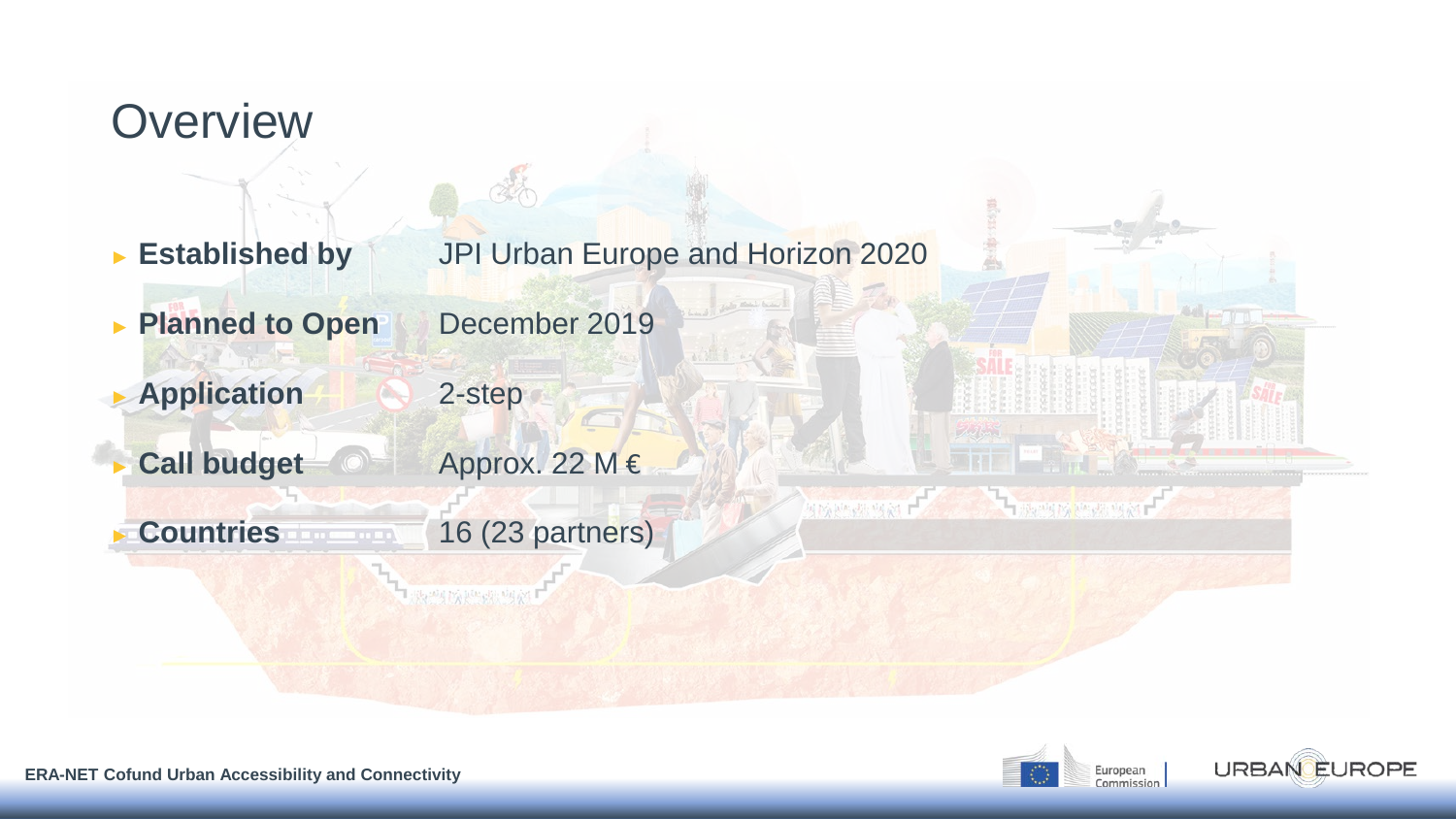# Overview

| | |
|---|---|
| **Established by** | JPI Urban Europe and Horizon 2020 |
| **Planned to Open** | December 2019 |
| **Application** | 2-step |
| **Call budget** | Approx. 22 M € |
| **Countries** | 16 (23 partners) |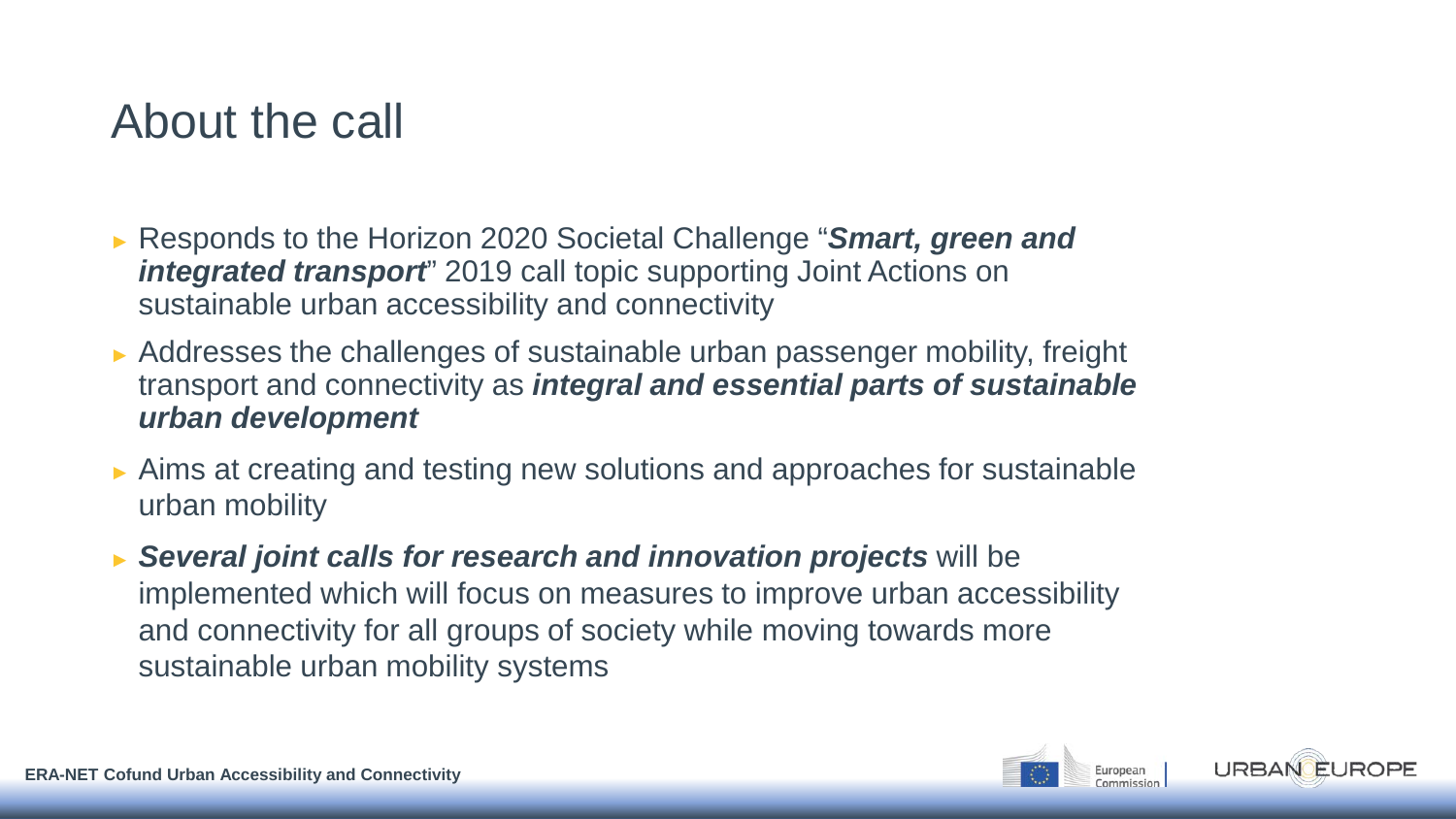# About the call

- Responds to the Horizon 2020 Societal Challenge "***Smart, green and integrated transport***" 2019 call topic supporting Joint Actions on sustainable urban accessibility and connectivity
- Addresses the challenges of sustainable urban passenger mobility, freight transport and connectivity as ***integral and essential parts of sustainable urban development***
- Aims at creating and testing new solutions and approaches for sustainable urban mobility
- ***Several joint calls for research and innovation projects*** will be implemented which will focus on measures to improve urban accessibility and connectivity for all groups of society while moving towards more sustainable urban mobility systems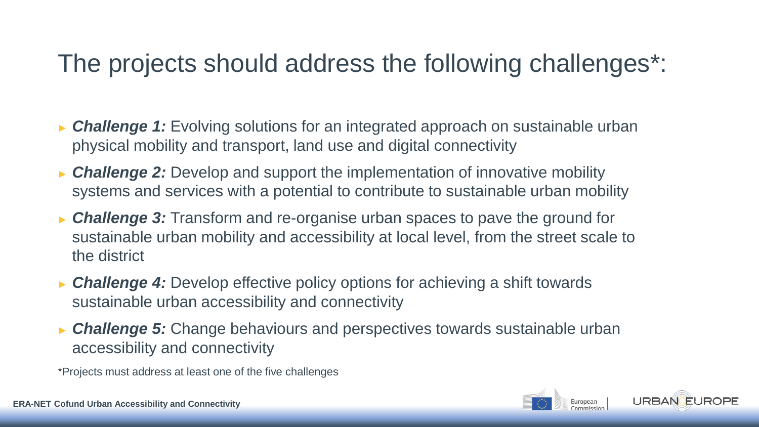# The projects should address the following challenges*:

- ***Challenge 1:*** Evolving solutions for an integrated approach on sustainable urban physical mobility and transport, land use and digital connectivity
- ***Challenge 2:*** Develop and support the implementation of innovative mobility systems and services with a potential to contribute to sustainable urban mobility
- ***Challenge 3:*** Transform and re-organise urban spaces to pave the ground for sustainable urban mobility and accessibility at local level, from the street scale to the district
- ***Challenge 4:*** Develop effective policy options for achieving a shift towards sustainable urban accessibility and connectivity
- ***Challenge 5:*** Change behaviours and perspectives towards sustainable urban accessibility and connectivity

*Projects must address at least one of the five challenges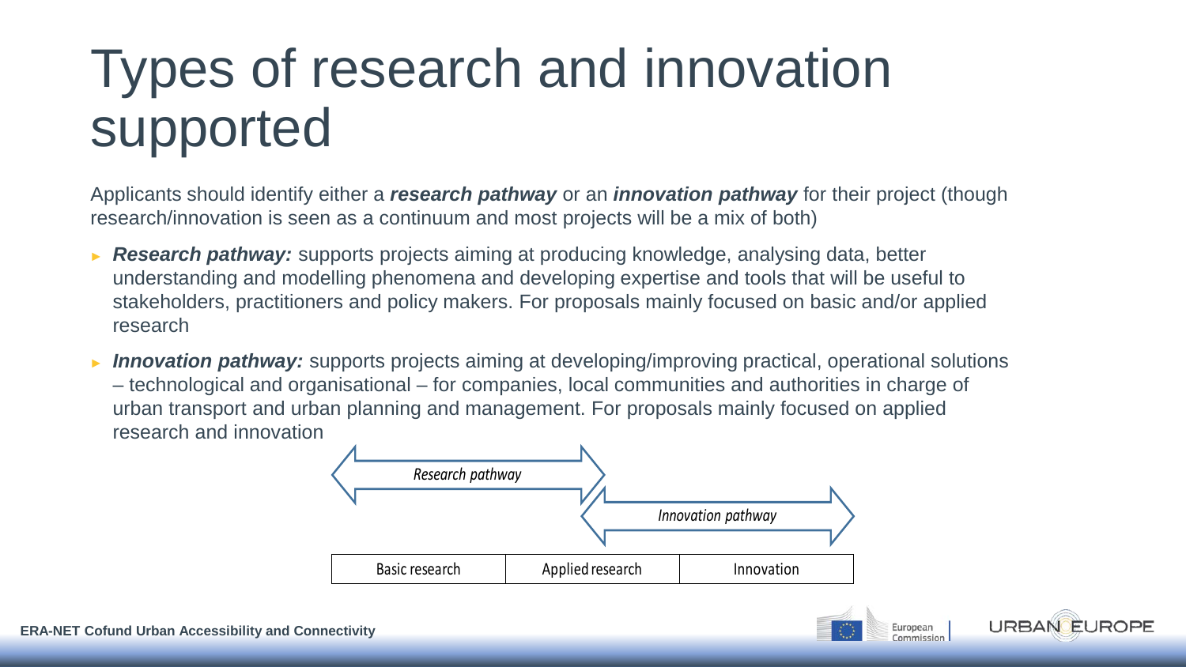# Types of research and innovation supported

Applicants should identify either a ***research pathway*** or an ***innovation pathway*** for their project (though research/innovation is seen as a continuum and most projects will be a mix of both)

- ***Research pathway:*** supports projects aiming at producing knowledge, analysing data, better understanding and modelling phenomena and developing expertise and tools that will be useful to stakeholders, practitioners and policy makers. For proposals mainly focused on basic and/or applied research
- ***Innovation pathway:*** supports projects aiming at developing/improving practical, operational solutions – technological and organisational – for companies, local communities and authorities in charge of urban transport and urban planning and management. For proposals mainly focused on applied research and innovation

*Research pathway*

*Innovation pathway*

| Basic research | Applied research | Innovation |
| --- | --- | --- |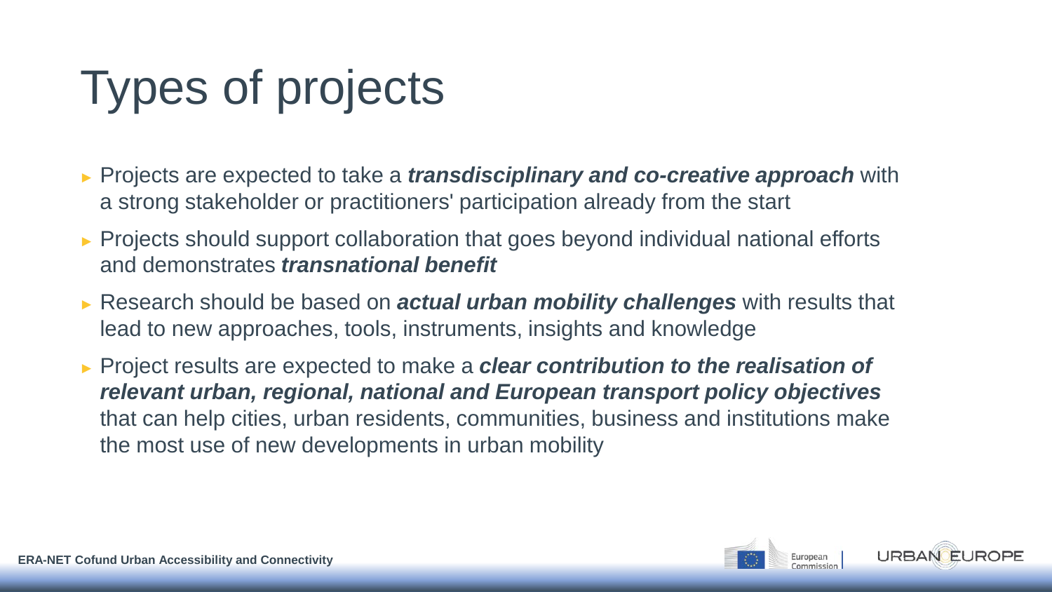# Types of projects

- Projects are expected to take a ***transdisciplinary and co-creative approach*** with a strong stakeholder or practitioners' participation already from the start
- Projects should support collaboration that goes beyond individual national efforts and demonstrates ***transnational benefit***
- Research should be based on ***actual urban mobility challenges*** with results that lead to new approaches, tools, instruments, insights and knowledge
- Project results are expected to make a ***clear contribution to the realisation of relevant urban, regional, national and European transport policy objectives*** that can help cities, urban residents, communities, business and institutions make the most use of new developments in urban mobility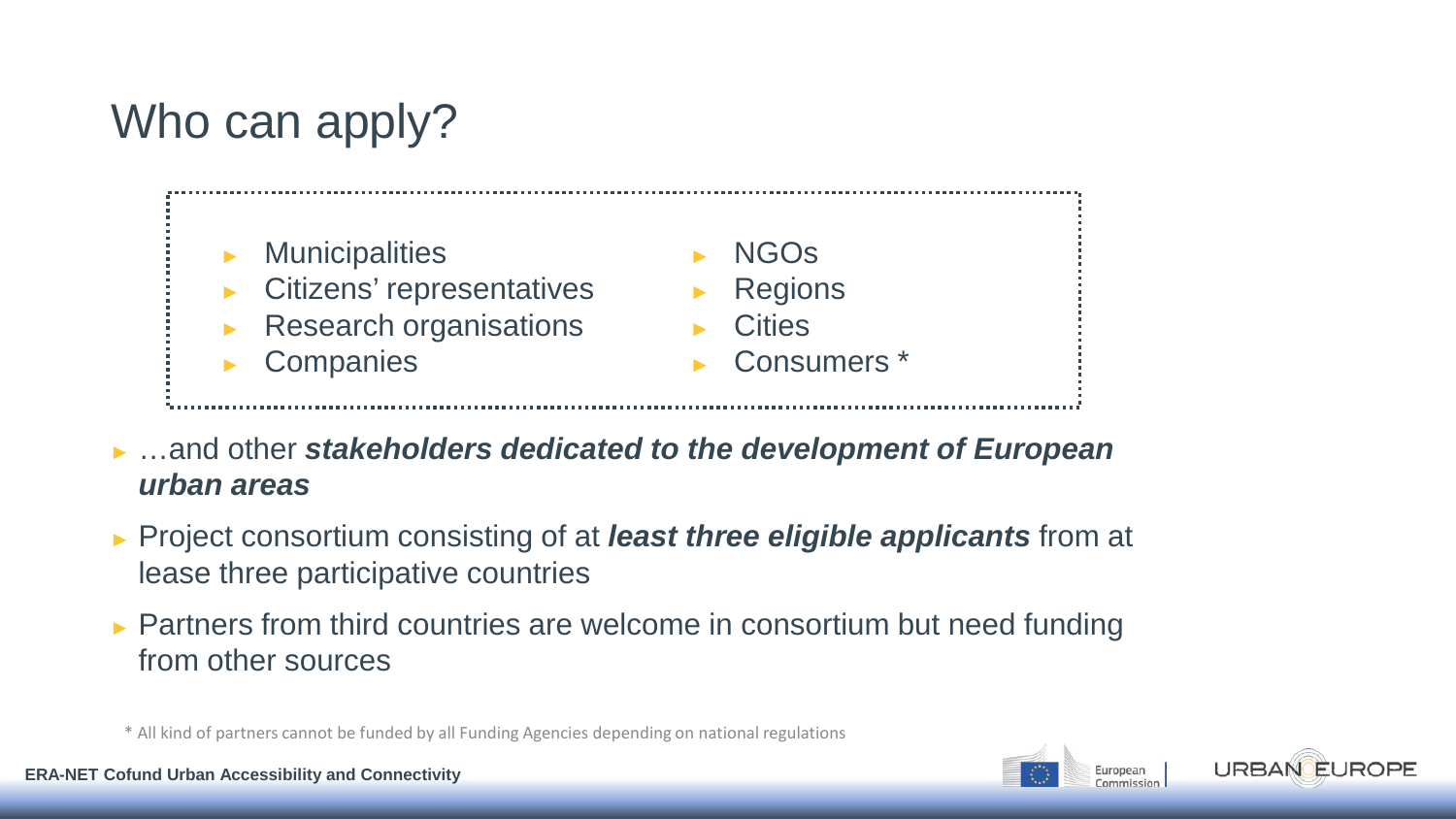# Who can apply?

- Municipalities
- Citizens' representatives
- Research organisations
- Companies
- NGOs
- Regions
- Cities
- Consumers *

- …and other ***stakeholders dedicated to the development of European urban areas***
- Project consortium consisting of at ***least three eligible applicants*** from at lease three participative countries
- Partners from third countries are welcome in consortium but need funding from other sources

\* All kind of partners cannot be funded by all Funding Agencies depending on national regulations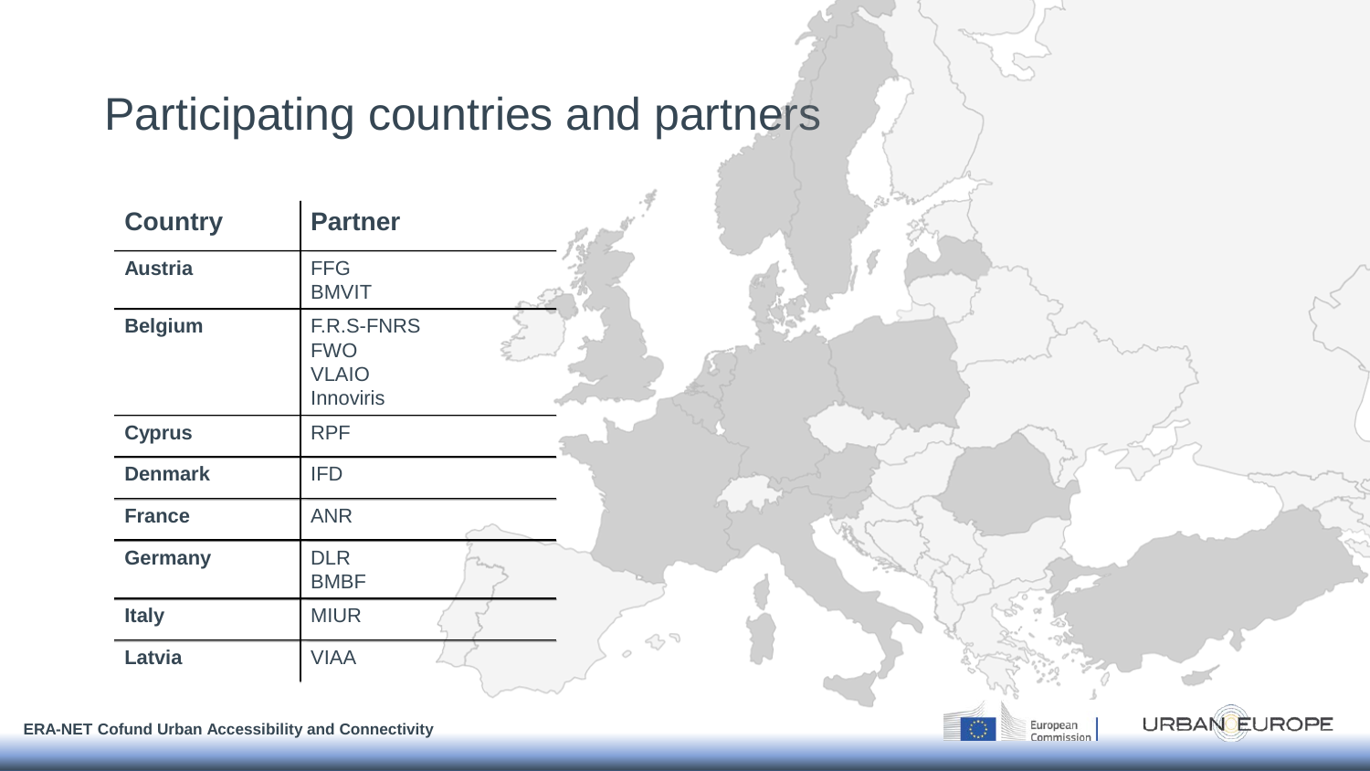# Participating countries and partners

| Country | Partner |
|---|---|
| **Austria** | FFG<br>BMVIT |
| **Belgium** | F.R.S-FNRS<br>FWO<br>VLAIO<br>Innoviris |
| **Cyprus** | RPF |
| **Denmark** | IFD |
| **France** | ANR |
| **Germany** | DLR<br>BMBF |
| **Italy** | MIUR |
| **Latvia** | VIAA |

**ERA-NET Cofund Urban Accessibility and Connectivity**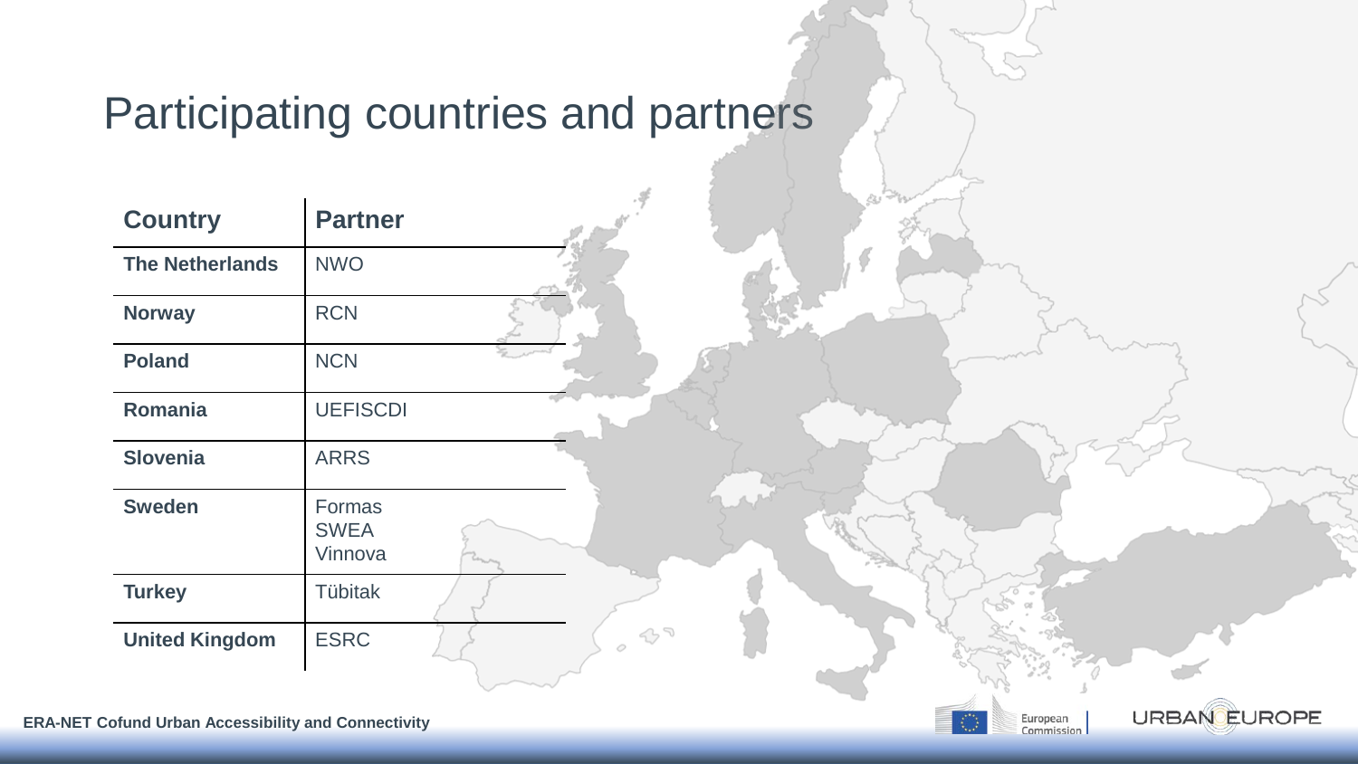# Participating countries and partners

| Country | Partner |
| --- | --- |
| **The Netherlands** | NWO |
| **Norway** | RCN |
| **Poland** | NCN |
| **Romania** | UEFISCDI |
| **Slovenia** | ARRS |
| **Sweden** | Formas<br>SWEA<br>Vinnova |
| **Turkey** | Tübitak |
| **United Kingdom** | ESRC |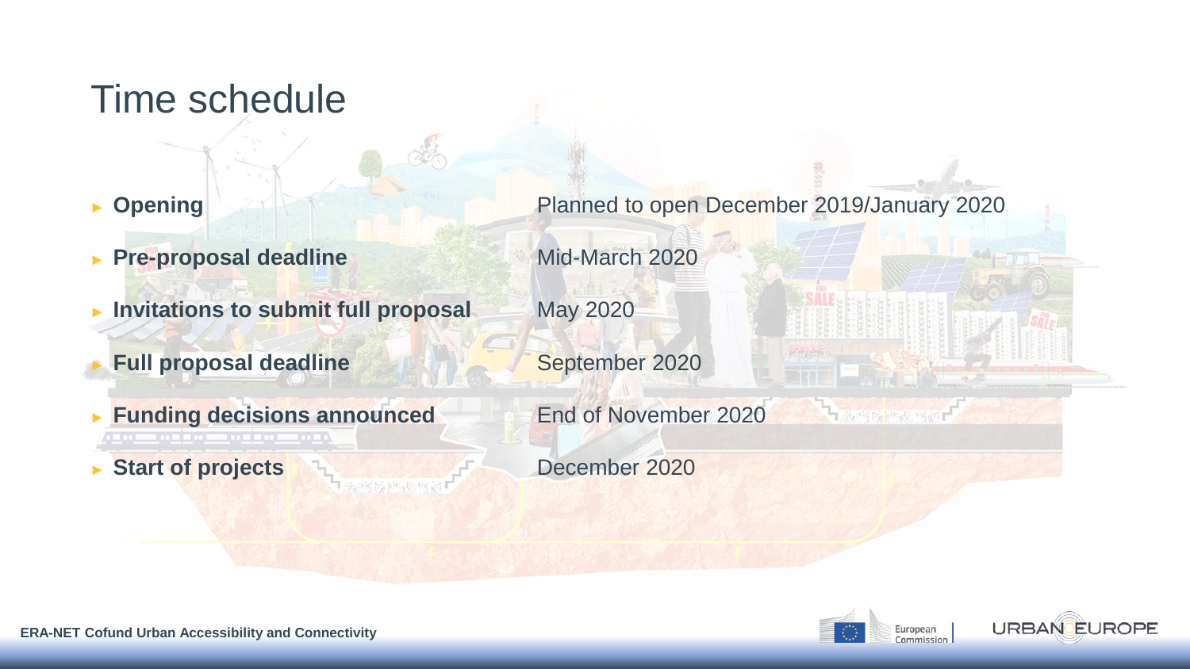# Time schedule

| | |
|---|---|
| **Opening** | Planned to open December 2019/January 2020 |
| **Pre-proposal deadline** | Mid-March 2020 |
| **Invitations to submit full proposal** | May 2020 |
| **Full proposal deadline** | September 2020 |
| **Funding decisions announced** | End of November 2020 |
| **Start of projects** | December 2020 |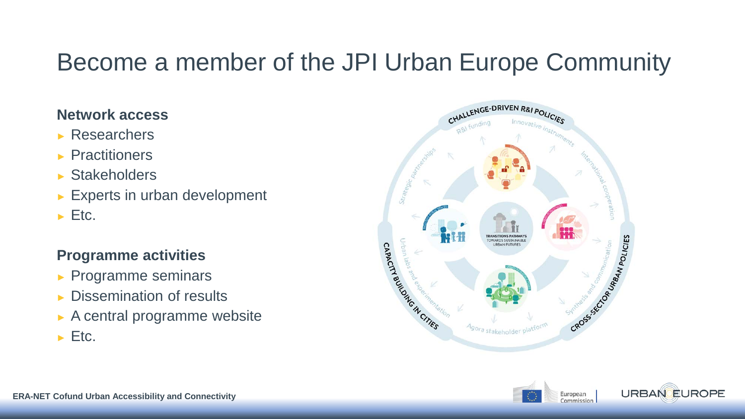# Become a member of the JPI Urban Europe Community

**Network access**

- Researchers
- Practitioners
- Stakeholders
- Experts in urban development
- Etc.

**Programme activities**

- Programme seminars
- Dissemination of results
- A central programme website
- Etc.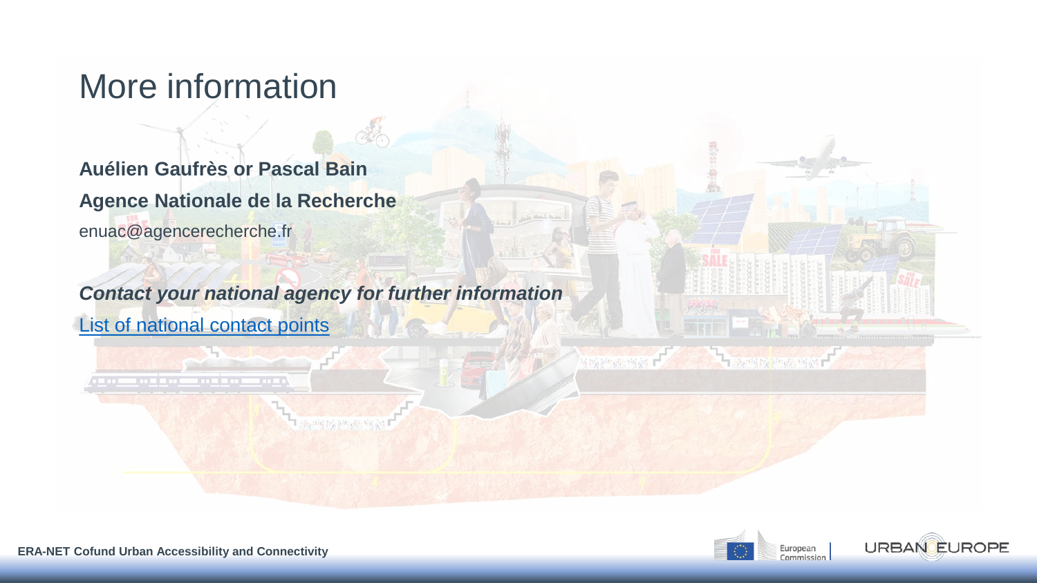# More information

**Auélien Gaufrès or Pascal Bain**

**Agence Nationale de la Recherche**

enuac@agencerecherche.fr

***Contact your national agency for further information***

[List of national contact points]